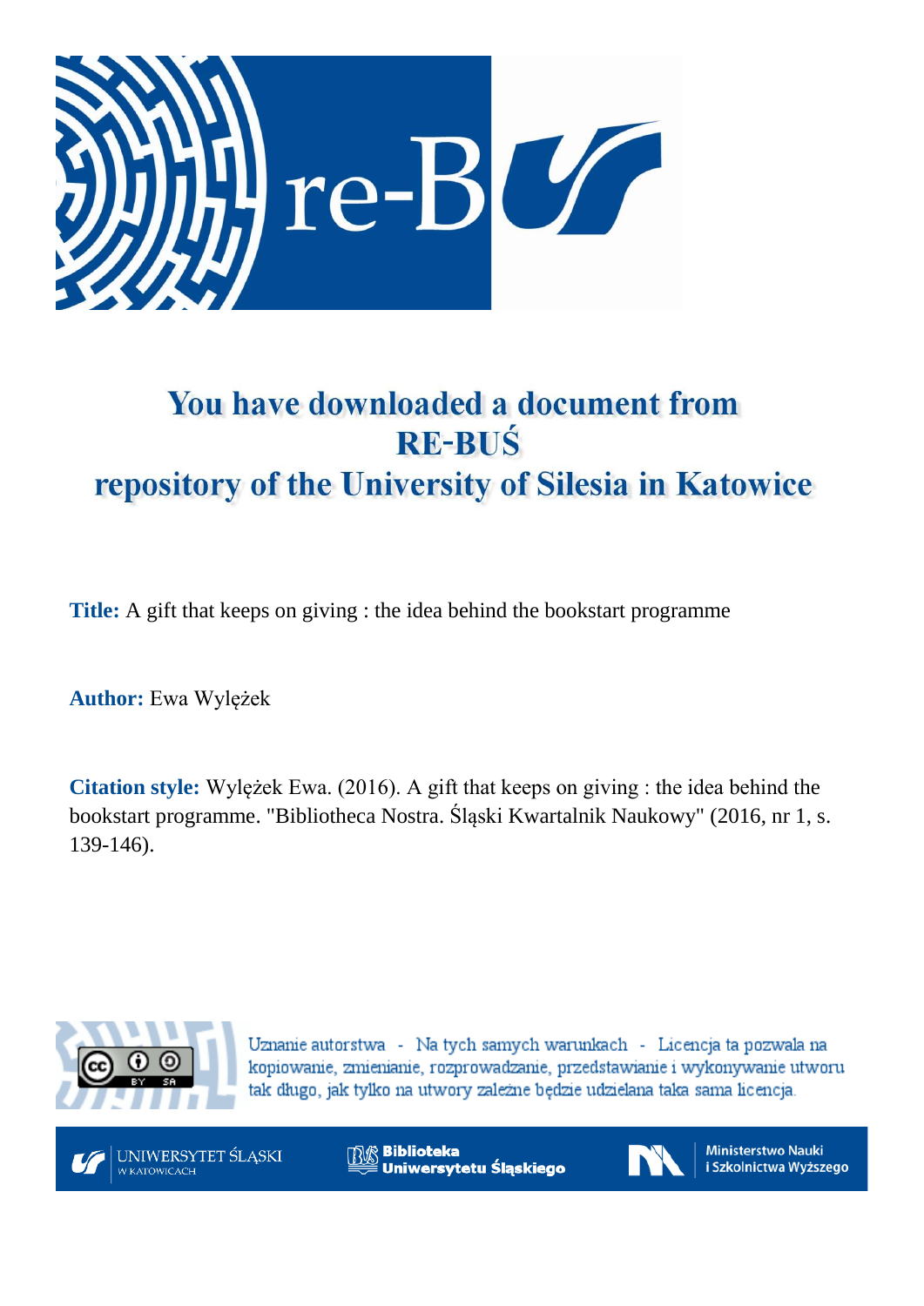# You have downloaded a document from RE-BUŚ repository of the University of Silesia in Katowice

**Title:** A gift that keeps on giving : the idea behind the bookstart programme

**Author:** Ewa Wylężek

**Citation style:** Wylężek Ewa. (2016). A gift that keeps on giving : the idea behind the bookstart programme. "Bibliotheca Nostra. Śląski Kwartalnik Naukowy" (2016, nr 1, s. 139-146).

Uznanie autorstwa - Na tych samych warunkach - Licencja ta pozwala na kopiowanie, zmienianie, rozprowadzanie, przedstawianie i wykonywanie utworu tak długo, jak tylko na utwory zależne będzie udzielana taka sama licencja.

UNIWERSYTET ŚLĄSKI W KATOWICACH

Biblioteka Uniwersytetu Śląskiego

Ministerstwo Nauki i Szkolnictwa Wyższego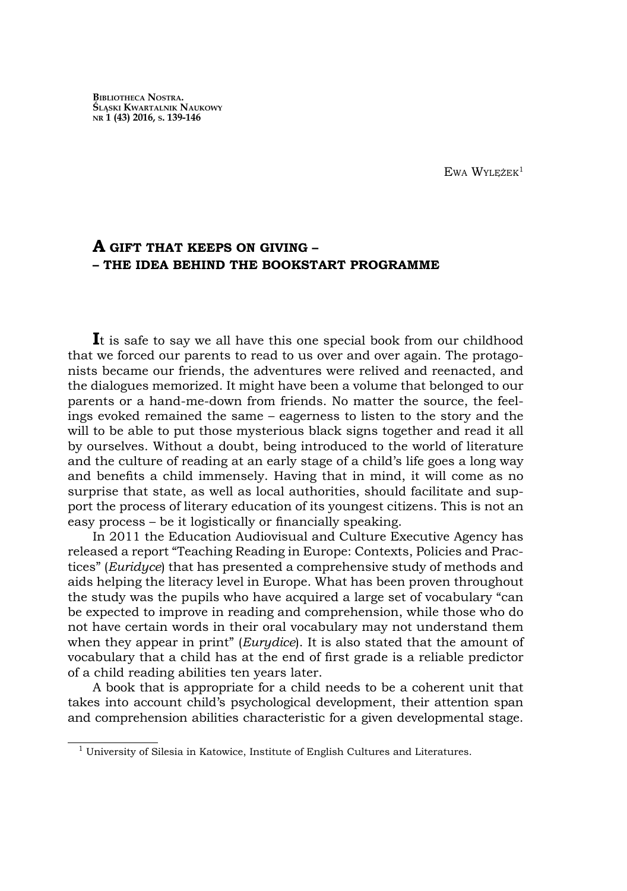Ewa Wylężek[1]

# A gift that keeps on giving – – the idea behind the Bookstart programme

It is safe to say we all have this one special book from our childhood that we forced our parents to read to us over and over again. The protagonists became our friends, the adventures were relived and reenacted, and the dialogues memorized. It might have been a volume that belonged to our parents or a hand-me-down from friends. No matter the source, the feelings evoked remained the same – eagerness to listen to the story and the will to be able to put those mysterious black signs together and read it all by ourselves. Without a doubt, being introduced to the world of literature and the culture of reading at an early stage of a child's life goes a long way and benefits a child immensely. Having that in mind, it will come as no surprise that state, as well as local authorities, should facilitate and support the process of literary education of its youngest citizens. This is not an easy process – be it logistically or financially speaking.

In 2011 the Education Audiovisual and Culture Executive Agency has released a report "Teaching Reading in Europe: Contexts, Policies and Practices" (*Euridyce*) that has presented a comprehensive study of methods and aids helping the literacy level in Europe. What has been proven throughout the study was the pupils who have acquired a large set of vocabulary "can be expected to improve in reading and comprehension, while those who do not have certain words in their oral vocabulary may not understand them when they appear in print" (*Eurydice*). It is also stated that the amount of vocabulary that a child has at the end of first grade is a reliable predictor of a child reading abilities ten years later.

A book that is appropriate for a child needs to be a coherent unit that takes into account child's psychological development, their attention span and comprehension abilities characteristic for a given developmental stage.

[1] University of Silesia in Katowice, Institute of English Cultures and Literatures.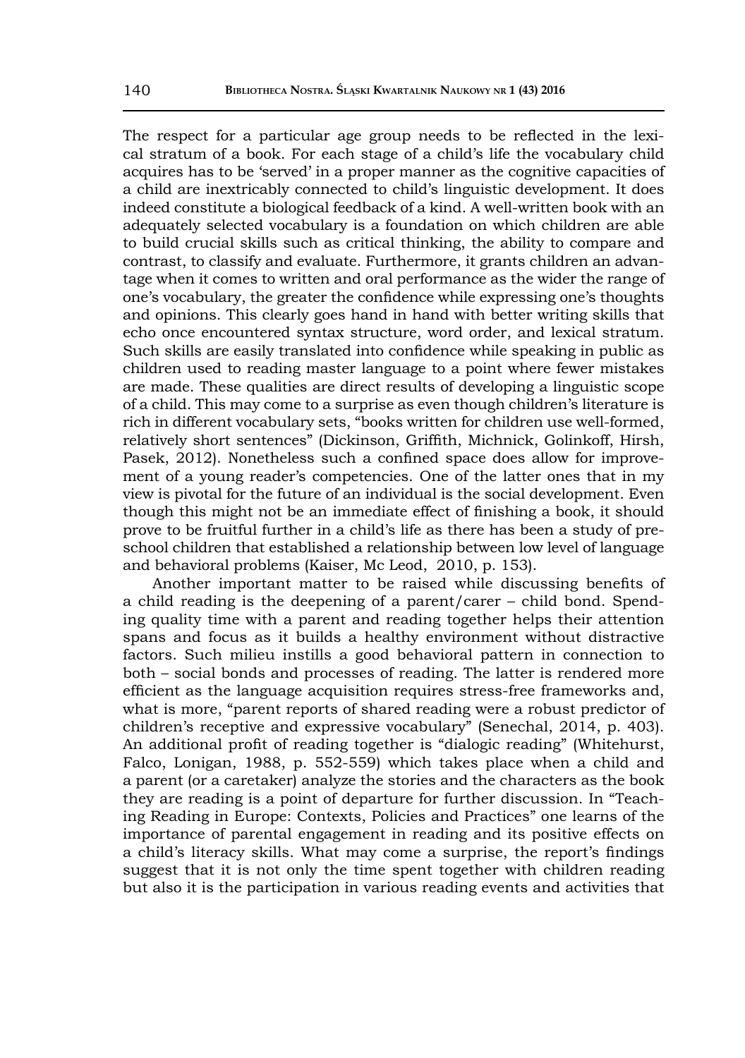The respect for a particular age group needs to be reflected in the lexical stratum of a book. For each stage of a child's life the vocabulary child acquires has to be 'served' in a proper manner as the cognitive capacities of a child are inextricably connected to child's linguistic development. It does indeed constitute a biological feedback of a kind. A well-written book with an adequately selected vocabulary is a foundation on which children are able to build crucial skills such as critical thinking, the ability to compare and contrast, to classify and evaluate. Furthermore, it grants children an advantage when it comes to written and oral performance as the wider the range of one's vocabulary, the greater the confidence while expressing one's thoughts and opinions. This clearly goes hand in hand with better writing skills that echo once encountered syntax structure, word order, and lexical stratum. Such skills are easily translated into confidence while speaking in public as children used to reading master language to a point where fewer mistakes are made. These qualities are direct results of developing a linguistic scope of a child. This may come to a surprise as even though children's literature is rich in different vocabulary sets, "books written for children use well-formed, relatively short sentences" (Dickinson, Griffith, Michnick, Golinkoff, Hirsh, Pasek, 2012). Nonetheless such a confined space does allow for improvement of a young reader's competencies. One of the latter ones that in my view is pivotal for the future of an individual is the social development. Even though this might not be an immediate effect of finishing a book, it should prove to be fruitful further in a child's life as there has been a study of preschool children that established a relationship between low level of language and behavioral problems (Kaiser, Mc Leod, 2010, p. 153).

Another important matter to be raised while discussing benefits of a child reading is the deepening of a parent/carer – child bond. Spending quality time with a parent and reading together helps their attention spans and focus as it builds a healthy environment without distractive factors. Such milieu instills a good behavioral pattern in connection to both – social bonds and processes of reading. The latter is rendered more efficient as the language acquisition requires stress-free frameworks and, what is more, "parent reports of shared reading were a robust predictor of children's receptive and expressive vocabulary" (Senechal, 2014, p. 403). An additional profit of reading together is "dialogic reading" (Whitehurst, Falco, Lonigan, 1988, p. 552-559) which takes place when a child and a parent (or a caretaker) analyze the stories and the characters as the book they are reading is a point of departure for further discussion. In "Teaching Reading in Europe: Contexts, Policies and Practices" one learns of the importance of parental engagement in reading and its positive effects on a child's literacy skills. What may come a surprise, the report's findings suggest that it is not only the time spent together with children reading but also it is the participation in various reading events and activities that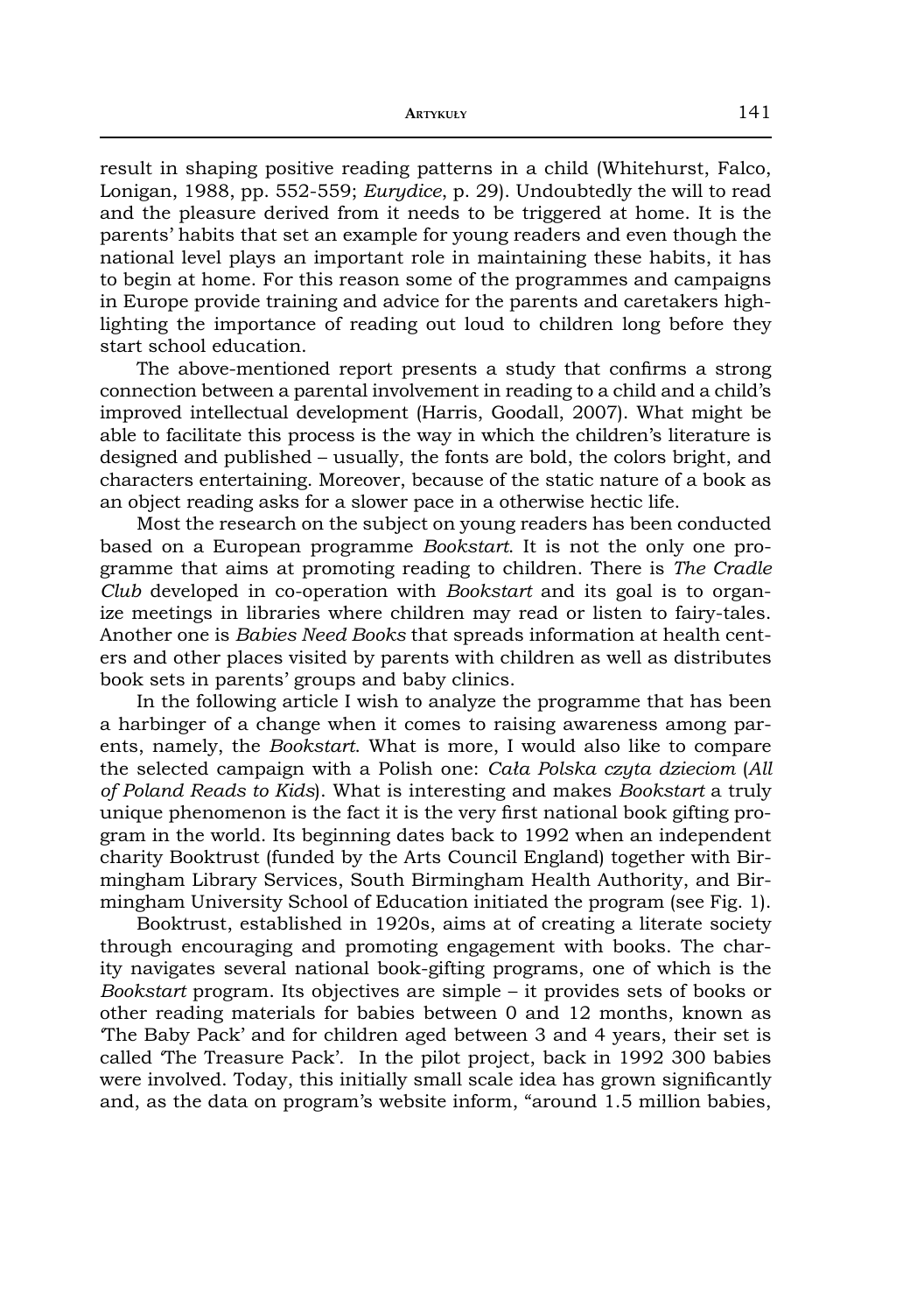result in shaping positive reading patterns in a child (Whitehurst, Falco, Lonigan, 1988, pp. 552-559; *Eurydice*, p. 29). Undoubtedly the will to read and the pleasure derived from it needs to be triggered at home. It is the parents' habits that set an example for young readers and even though the national level plays an important role in maintaining these habits, it has to begin at home. For this reason some of the programmes and campaigns in Europe provide training and advice for the parents and caretakers highlighting the importance of reading out loud to children long before they start school education.

The above-mentioned report presents a study that confirms a strong connection between a parental involvement in reading to a child and a child's improved intellectual development (Harris, Goodall, 2007). What might be able to facilitate this process is the way in which the children's literature is designed and published – usually, the fonts are bold, the colors bright, and characters entertaining. Moreover, because of the static nature of a book as an object reading asks for a slower pace in a otherwise hectic life.

Most the research on the subject on young readers has been conducted based on a European programme *Bookstart*. It is not the only one programme that aims at promoting reading to children. There is *The Cradle Club* developed in co-operation with *Bookstart* and its goal is to organize meetings in libraries where children may read or listen to fairy-tales. Another one is *Babies Need Books* that spreads information at health centers and other places visited by parents with children as well as distributes book sets in parents' groups and baby clinics.

In the following article I wish to analyze the programme that has been a harbinger of a change when it comes to raising awareness among parents, namely, the *Bookstart*. What is more, I would also like to compare the selected campaign with a Polish one: *Cała Polska czyta dzieciom* (*All of Poland Reads to Kids*). What is interesting and makes *Bookstart* a truly unique phenomenon is the fact it is the very first national book gifting program in the world. Its beginning dates back to 1992 when an independent charity Booktrust (funded by the Arts Council England) together with Birmingham Library Services, South Birmingham Health Authority, and Birmingham University School of Education initiated the program (see Fig. 1).

Booktrust, established in 1920s, aims at of creating a literate society through encouraging and promoting engagement with books. The charity navigates several national book-gifting programs, one of which is the *Bookstart* program. Its objectives are simple – it provides sets of books or other reading materials for babies between 0 and 12 months, known as 'The Baby Pack' and for children aged between 3 and 4 years, their set is called 'The Treasure Pack'. In the pilot project, back in 1992 300 babies were involved. Today, this initially small scale idea has grown significantly and, as the data on program's website inform, "around 1.5 million babies,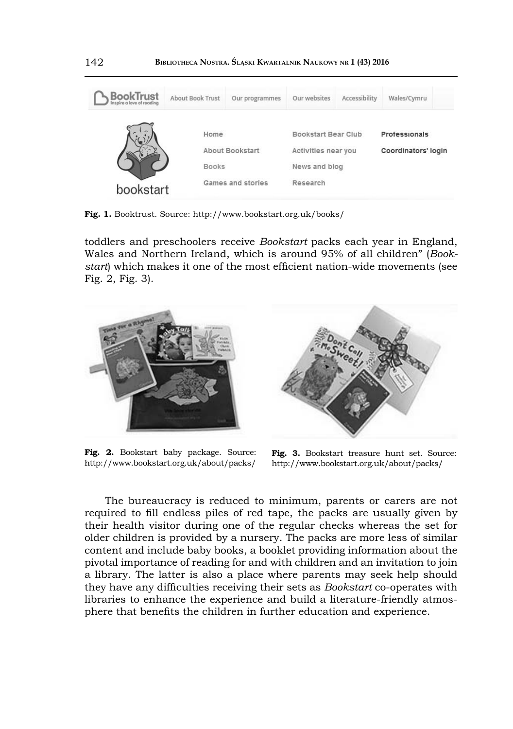Fig. 1. Booktrust. Source: http://www.bookstart.org.uk/books/

toddlers and preschoolers receive *Bookstart* packs each year in England, Wales and Northern Ireland, which is around 95% of all children" (*Bookstart*) which makes it one of the most efficient nation-wide movements (see Fig. 2, Fig. 3).

**Fig. 2.** Bookstart baby package. Source: http://www.bookstart.org.uk/about/packs/

**Fig. 3.** Bookstart treasure hunt set. Source: http://www.bookstart.org.uk/about/packs/

The bureaucracy is reduced to minimum, parents or carers are not required to fill endless piles of red tape, the packs are usually given by their health visitor during one of the regular checks whereas the set for older children is provided by a nursery. The packs are more less of similar content and include baby books, a booklet providing information about the pivotal importance of reading for and with children and an invitation to join a library. The latter is also a place where parents may seek help should they have any difficulties receiving their sets as *Bookstart* co-operates with libraries to enhance the experience and build a literature-friendly atmosphere that benefits the children in further education and experience.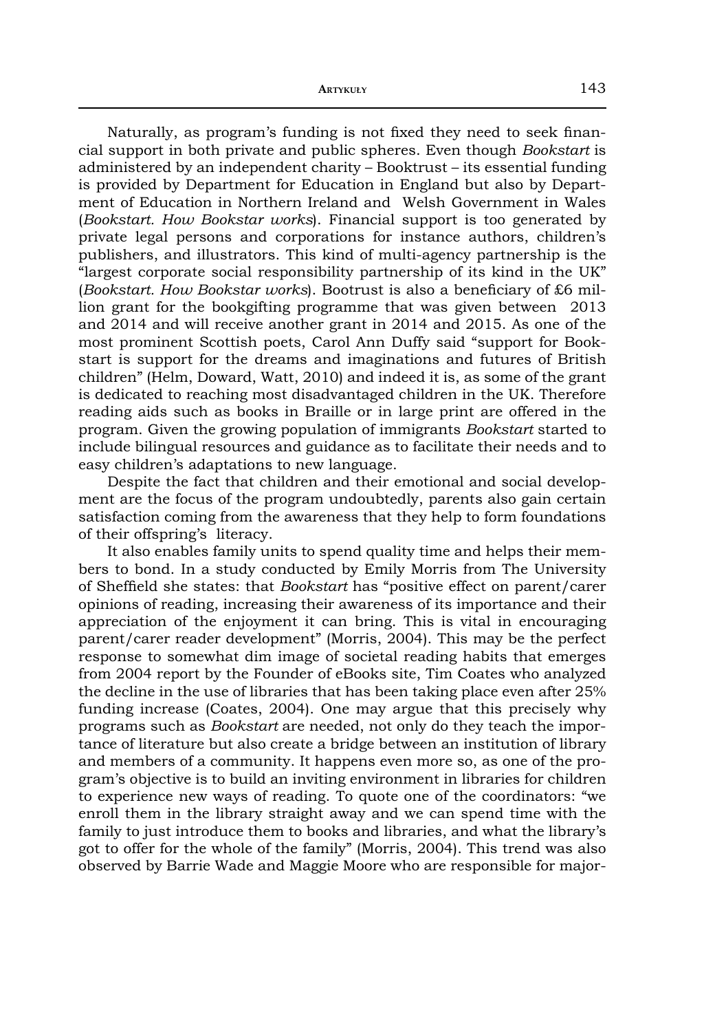Naturally, as program's funding is not fixed they need to seek financial support in both private and public spheres. Even though *Bookstart* is administered by an independent charity – Booktrust – its essential funding is provided by Department for Education in England but also by Department of Education in Northern Ireland and Welsh Government in Wales (*Bookstart. How Bookstar works*). Financial support is too generated by private legal persons and corporations for instance authors, children's publishers, and illustrators. This kind of multi-agency partnership is the "largest corporate social responsibility partnership of its kind in the UK" (*Bookstart. How Bookstar works*). Bootrust is also a beneficiary of £6 million grant for the bookgifting programme that was given between 2013 and 2014 and will receive another grant in 2014 and 2015. As one of the most prominent Scottish poets, Carol Ann Duffy said "support for Bookstart is support for the dreams and imaginations and futures of British children" (Helm, Doward, Watt, 2010) and indeed it is, as some of the grant is dedicated to reaching most disadvantaged children in the UK. Therefore reading aids such as books in Braille or in large print are offered in the program. Given the growing population of immigrants *Bookstart* started to include bilingual resources and guidance as to facilitate their needs and to easy children's adaptations to new language.

Despite the fact that children and their emotional and social development are the focus of the program undoubtedly, parents also gain certain satisfaction coming from the awareness that they help to form foundations of their offspring's literacy.

It also enables family units to spend quality time and helps their members to bond. In a study conducted by Emily Morris from The University of Sheffield she states: that *Bookstart* has "positive effect on parent/carer opinions of reading, increasing their awareness of its importance and their appreciation of the enjoyment it can bring. This is vital in encouraging parent/carer reader development" (Morris, 2004). This may be the perfect response to somewhat dim image of societal reading habits that emerges from 2004 report by the Founder of eBooks site, Tim Coates who analyzed the decline in the use of libraries that has been taking place even after 25% funding increase (Coates, 2004). One may argue that this precisely why programs such as *Bookstart* are needed, not only do they teach the importance of literature but also create a bridge between an institution of library and members of a community. It happens even more so, as one of the program's objective is to build an inviting environment in libraries for children to experience new ways of reading. To quote one of the coordinators: "we enroll them in the library straight away and we can spend time with the family to just introduce them to books and libraries, and what the library's got to offer for the whole of the family" (Morris, 2004). This trend was also observed by Barrie Wade and Maggie Moore who are responsible for major-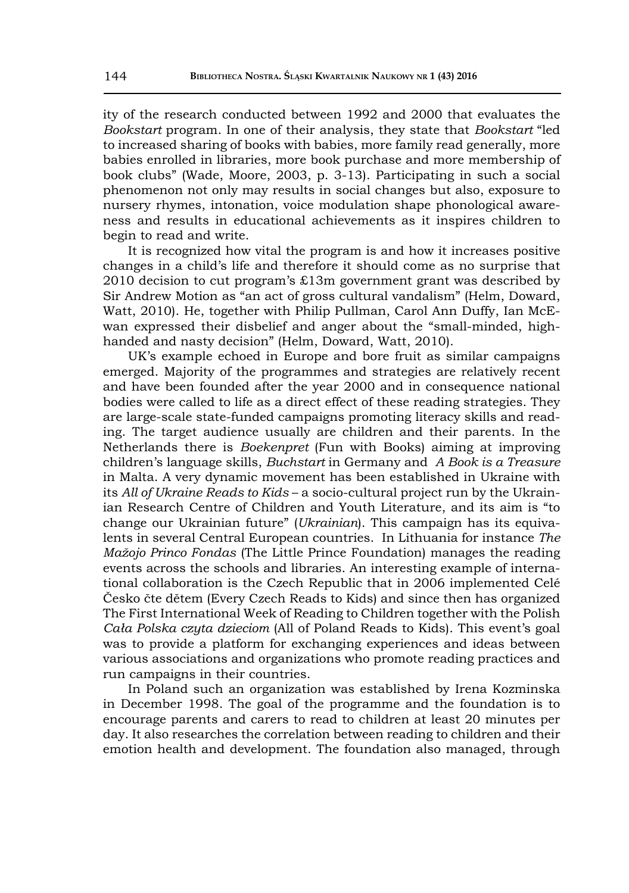ity of the research conducted between 1992 and 2000 that evaluates the *Bookstart* program. In one of their analysis, they state that *Bookstart* "led to increased sharing of books with babies, more family read generally, more babies enrolled in libraries, more book purchase and more membership of book clubs" (Wade, Moore, 2003, p. 3-13). Participating in such a social phenomenon not only may results in social changes but also, exposure to nursery rhymes, intonation, voice modulation shape phonological awareness and results in educational achievements as it inspires children to begin to read and write.

It is recognized how vital the program is and how it increases positive changes in a child's life and therefore it should come as no surprise that 2010 decision to cut program's £13m government grant was described by Sir Andrew Motion as "an act of gross cultural vandalism" (Helm, Doward, Watt, 2010). He, together with Philip Pullman, Carol Ann Duffy, Ian McEwan expressed their disbelief and anger about the "small-minded, high-handed and nasty decision" (Helm, Doward, Watt, 2010).

UK's example echoed in Europe and bore fruit as similar campaigns emerged. Majority of the programmes and strategies are relatively recent and have been founded after the year 2000 and in consequence national bodies were called to life as a direct effect of these reading strategies. They are large-scale state-funded campaigns promoting literacy skills and reading. The target audience usually are children and their parents. In the Netherlands there is *Boekenpret* (Fun with Books) aiming at improving children's language skills, *Buchstart* in Germany and *A Book is a Treasure* in Malta. A very dynamic movement has been established in Ukraine with its *All of Ukraine Reads to Kids* – a socio-cultural project run by the Ukrainian Research Centre of Children and Youth Literature, and its aim is "to change our Ukrainian future" (*Ukrainian*). This campaign has its equivalents in several Central European countries. In Lithuania for instance *The Mažojo Princo Fondas* (The Little Prince Foundation) manages the reading events across the schools and libraries. An interesting example of international collaboration is the Czech Republic that in 2006 implemented Celé Česko čte dětem (Every Czech Reads to Kids) and since then has organized The First International Week of Reading to Children together with the Polish *Cała Polska czyta dzieciom* (All of Poland Reads to Kids). This event's goal was to provide a platform for exchanging experiences and ideas between various associations and organizations who promote reading practices and run campaigns in their countries.

In Poland such an organization was established by Irena Kozminska in December 1998. The goal of the programme and the foundation is to encourage parents and carers to read to children at least 20 minutes per day. It also researches the correlation between reading to children and their emotion health and development. The foundation also managed, through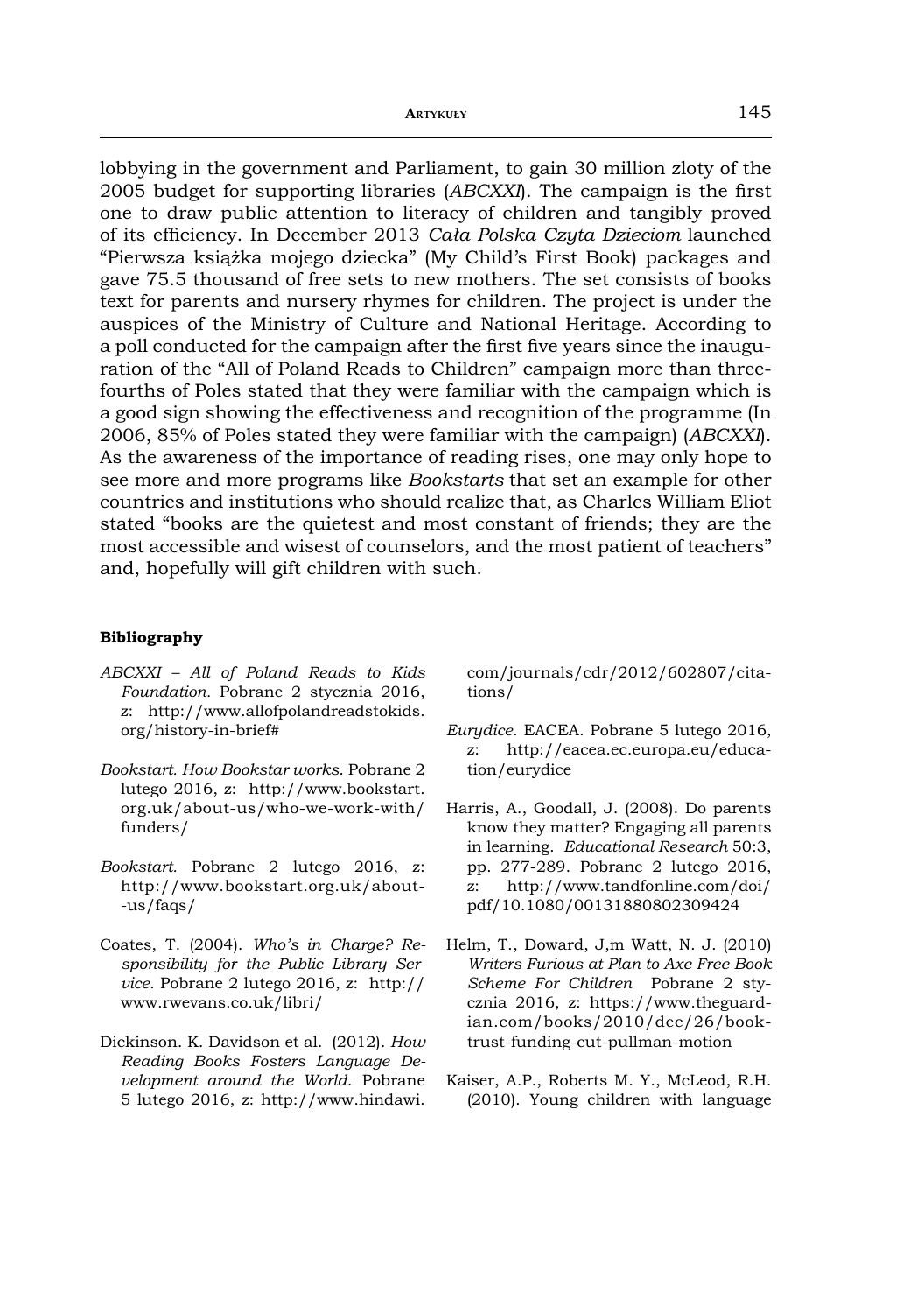lobbying in the government and Parliament, to gain 30 million zloty of the 2005 budget for supporting libraries (*ABCXXI*). The campaign is the first one to draw public attention to literacy of children and tangibly proved of its efficiency. In December 2013 *Cała Polska Czyta Dzieciom* launched "Pierwsza książka mojego dziecka" (My Child's First Book) packages and gave 75.5 thousand of free sets to new mothers. The set consists of books text for parents and nursery rhymes for children. The project is under the auspices of the Ministry of Culture and National Heritage. According to a poll conducted for the campaign after the first five years since the inauguration of the "All of Poland Reads to Children" campaign more than three-fourths of Poles stated that they were familiar with the campaign which is a good sign showing the effectiveness and recognition of the programme (In 2006, 85% of Poles stated they were familiar with the campaign) (*ABCXXI*). As the awareness of the importance of reading rises, one may only hope to see more and more programs like *Bookstarts* that set an example for other countries and institutions who should realize that, as Charles William Eliot stated "books are the quietest and most constant of friends; they are the most accessible and wisest of counselors, and the most patient of teachers" and, hopefully will gift children with such.

**Bibliography**

*ABCXXI – All of Poland Reads to Kids Foundation*. Pobrane 2 stycznia 2016, z: http://www.allofpolandreadstokids.org/history-in-brief#

*Bookstart. How Bookstar works*. Pobrane 2 lutego 2016, z: http://www.bookstart.org.uk/about-us/who-we-work-with/funders/

*Bookstart.* Pobrane 2 lutego 2016, z: http://www.bookstart.org.uk/about--us/faqs/

Coates, T. (2004). *Who's in Charge? Responsibility for the Public Library Service*. Pobrane 2 lutego 2016, z: http://www.rwevans.co.uk/libri/

Dickinson. K. Davidson et al. (2012). *How Reading Books Fosters Language Development around the World*. Pobrane 5 lutego 2016, z: http://www.hindawi.com/journals/cdr/2012/602807/citations/

*Eurydice*. EACEA. Pobrane 5 lutego 2016, z: http://eacea.ec.europa.eu/education/eurydice

Harris, A., Goodall, J. (2008). Do parents know they matter? Engaging all parents in learning. *Educational Research* 50:3, pp. 277-289. Pobrane 2 lutego 2016, z: http://www.tandfonline.com/doi/pdf/10.1080/00131880802309424

Helm, T., Doward, J,m Watt, N. J. (2010) *Writers Furious at Plan to Axe Free Book Scheme For Children* Pobrane 2 stycznia 2016, z: https://www.theguardian.com/books/2010/dec/26/booktrust-funding-cut-pullman-motion

Kaiser, A.P., Roberts M. Y., McLeod, R.H. (2010). Young children with language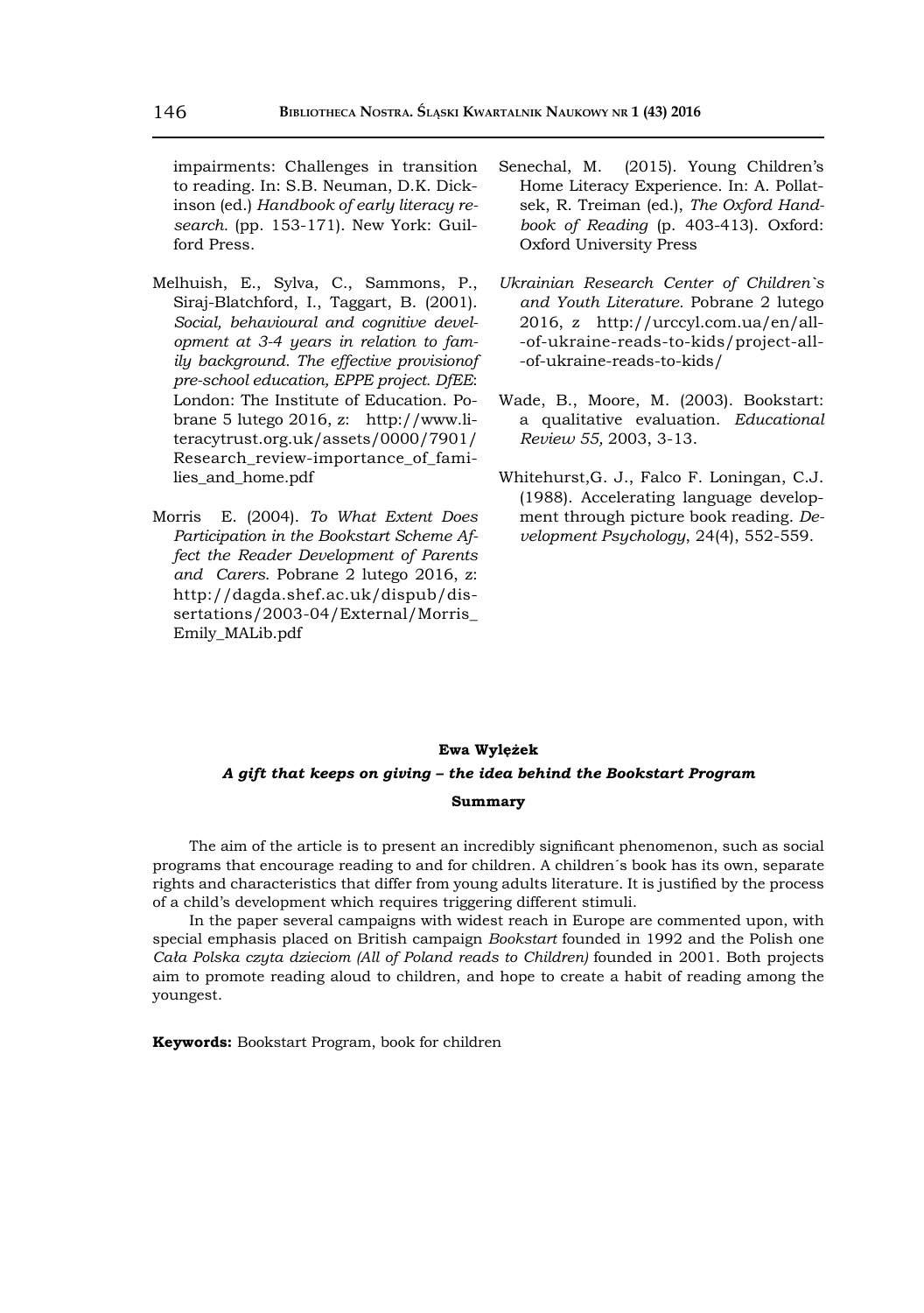impairments: Challenges in transition to reading. In: S.B. Neuman, D.K. Dickinson (ed.) *Handbook of early literacy research.* (pp. 153-171). New York: Guilford Press.

Melhuish, E., Sylva, C., Sammons, P., Siraj-Blatchford, I., Taggart, B. (2001). *Social, behavioural and cognitive development at 3-4 years in relation to family background. The effective provisionof pre-school education, EPPE project. DfEE*: London: The Institute of Education. Pobrane 5 lutego 2016, z: http://www.literacytrust.org.uk/assets/0000/7901/Research_review-importance_of_families_and_home.pdf

Morris E. (2004). *To What Extent Does Participation in the Bookstart Scheme Affect the Reader Development of Parents and Carers*. Pobrane 2 lutego 2016, z: http://dagda.shef.ac.uk/dispub/dissertations/2003-04/External/Morris_Emily_MALib.pdf

Senechal, M. (2015). Young Children's Home Literacy Experience. In: A. Pollatsek, R. Treiman (ed.), *The Oxford Handbook of Reading* (p. 403-413). Oxford: Oxford University Press

*Ukrainian Research Center of Children`s and Youth Literature*. Pobrane 2 lutego 2016, z http://urccyl.com.ua/en/all-of-ukraine-reads-to-kids/project-all-of-ukraine-reads-to-kids/

Wade, B., Moore, M. (2003). Bookstart: a qualitative evaluation. *Educational Review 55*, 2003, 3-13.

Whitehurst,G. J., Falco F. Loningan, C.J. (1988). Accelerating language development through picture book reading. *Development Psychology*, 24(4), 552-559.

**Ewa Wylężek**

***A gift that keeps on giving – the idea behind the Bookstart Program***

**Summary**

The aim of the article is to present an incredibly significant phenomenon, such as social programs that encourage reading to and for children. A children´s book has its own, separate rights and characteristics that differ from young adults literature. It is justified by the process of a child's development which requires triggering different stimuli.

In the paper several campaigns with widest reach in Europe are commented upon, with special emphasis placed on British campaign *Bookstart* founded in 1992 and the Polish one *Cała Polska czyta dzieciom (All of Poland reads to Children)* founded in 2001. Both projects aim to promote reading aloud to children, and hope to create a habit of reading among the youngest.

**Keywords:** Bookstart Program, book for children